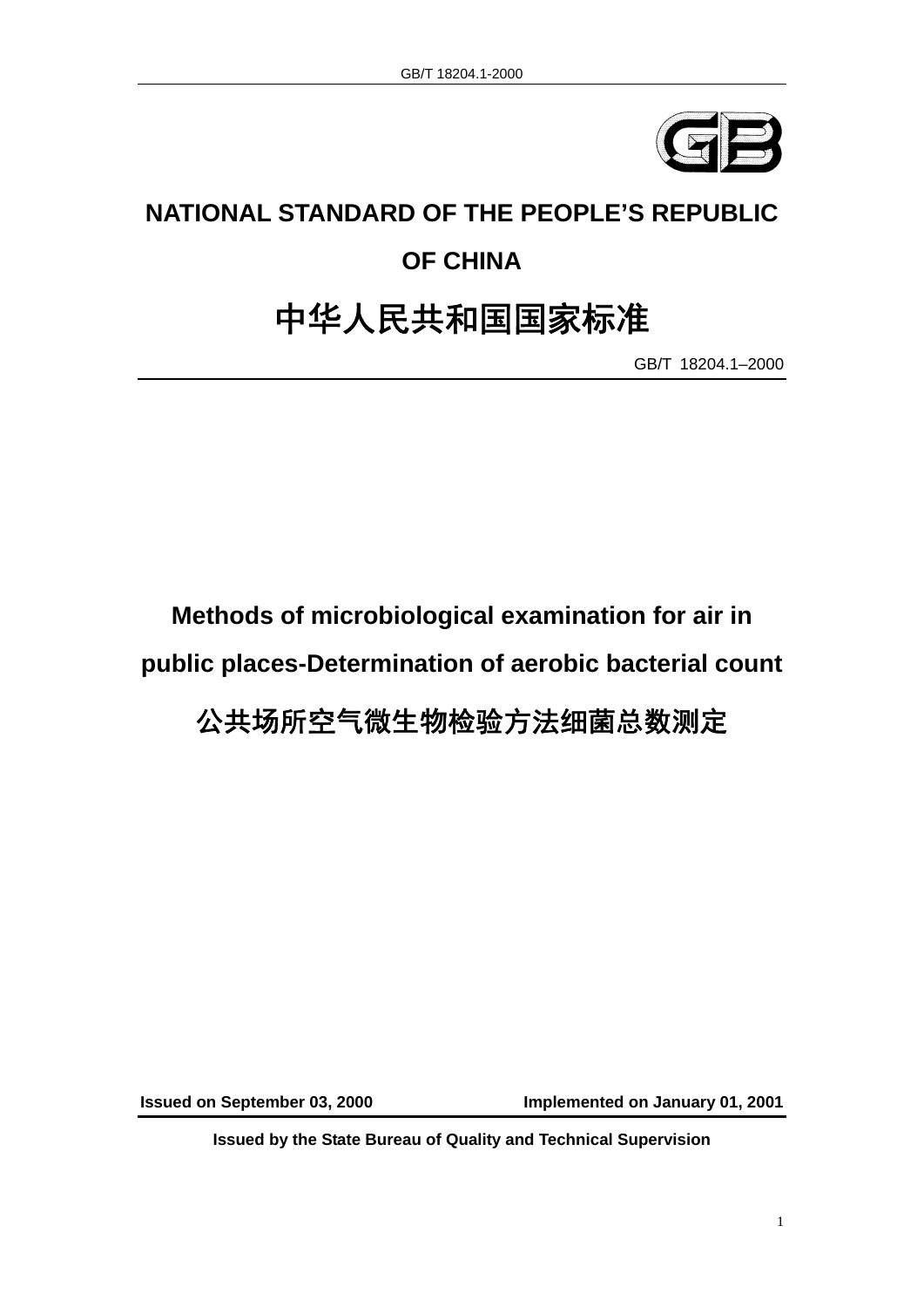# NATIONAL STANDARD OF THE PEOPLE'S REPUBLIC OF CHINA

# 中华人民共和国国家标准

GB/T 18204.1–2000

## Methods of microbiological examination for air in public places-Determination of aerobic bacterial count

## 公共场所空气微生物检验方法细菌总数测定

**Issued on September 03, 2000** **Implemented on January 01, 2001**

**Issued by the State Bureau of Quality and Technical Supervision**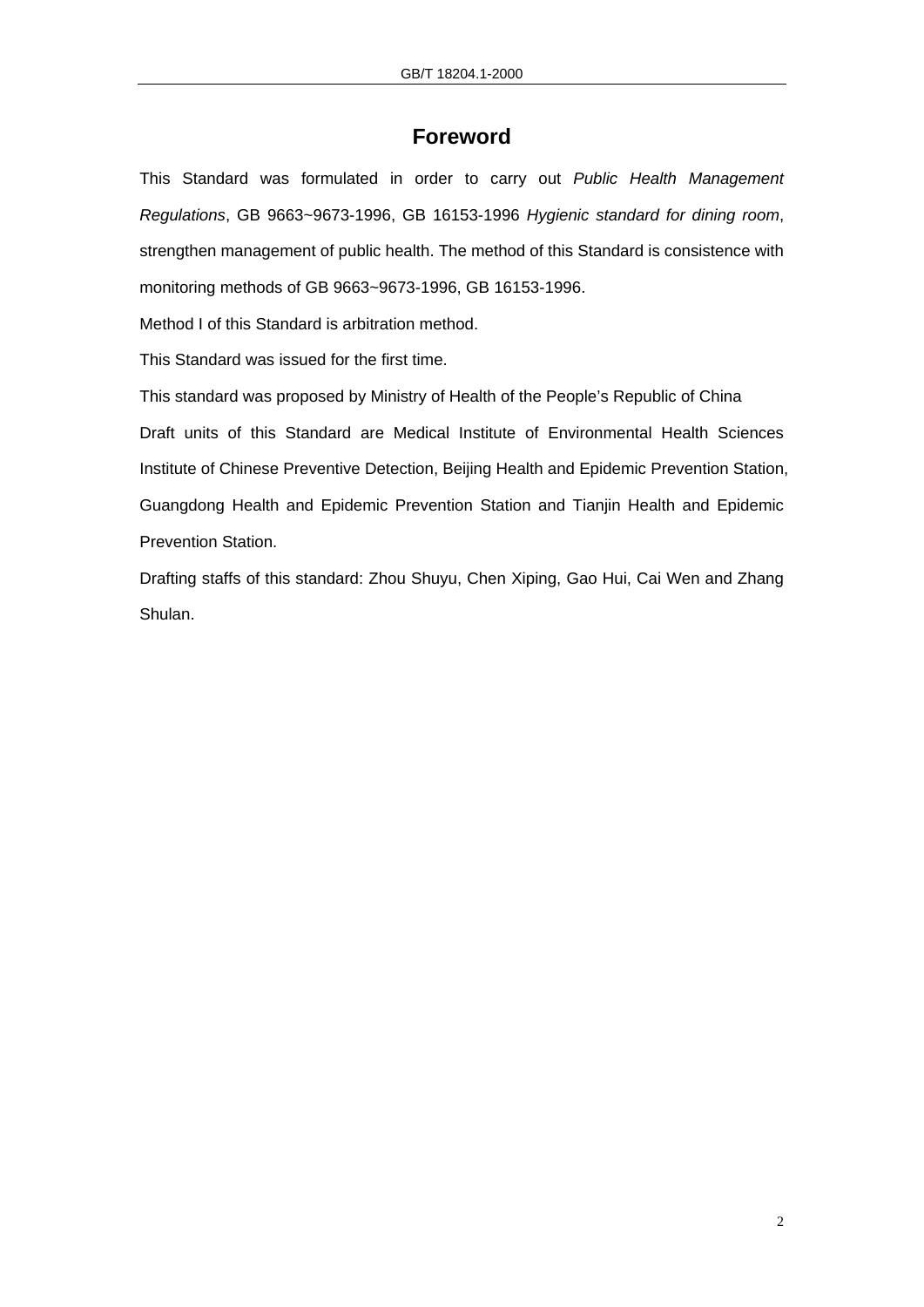# Foreword

This Standard was formulated in order to carry out *Public Health Management Regulations*, GB 9663~9673-1996, GB 16153-1996 *Hygienic standard for dining room*, strengthen management of public health. The method of this Standard is consistence with monitoring methods of GB 9663~9673-1996, GB 16153-1996.

Method I of this Standard is arbitration method.

This Standard was issued for the first time.

This standard was proposed by Ministry of Health of the People's Republic of China

Draft units of this Standard are Medical Institute of Environmental Health Sciences Institute of Chinese Preventive Detection, Beijing Health and Epidemic Prevention Station, Guangdong Health and Epidemic Prevention Station and Tianjin Health and Epidemic Prevention Station.

Drafting staffs of this standard: Zhou Shuyu, Chen Xiping, Gao Hui, Cai Wen and Zhang Shulan.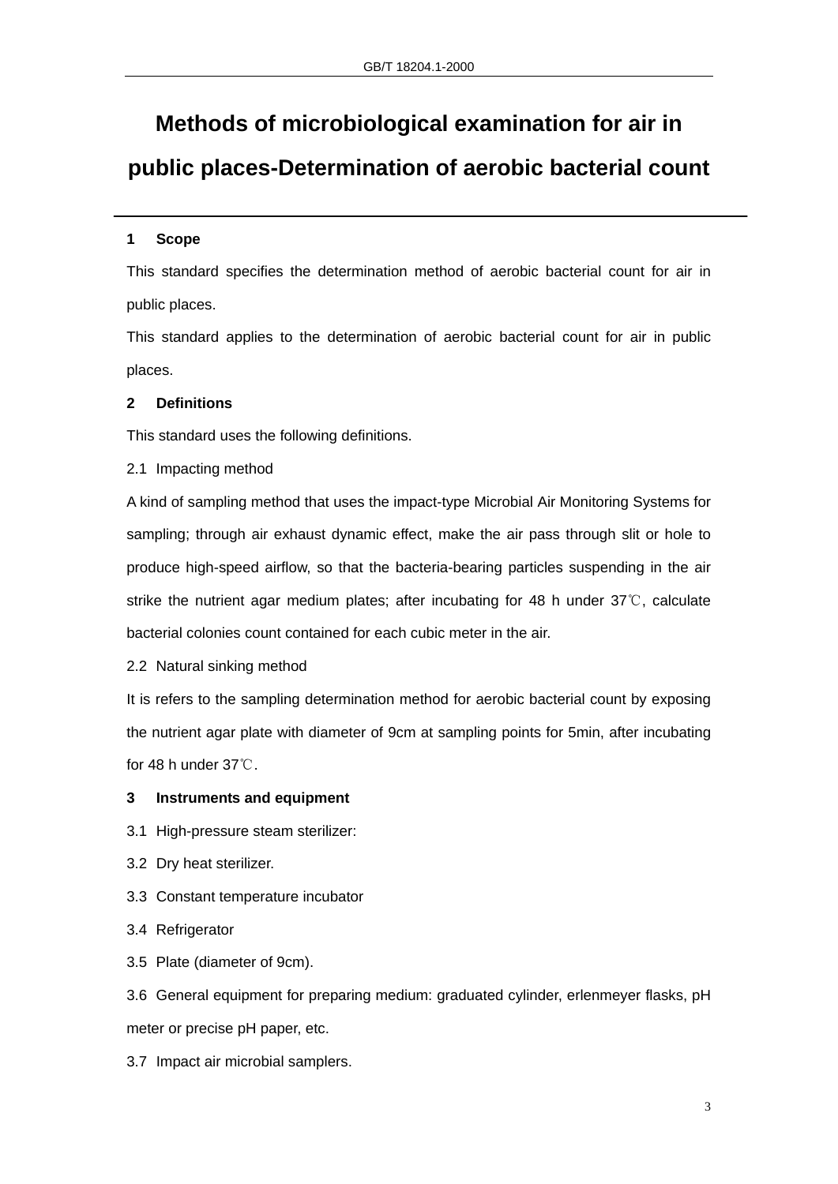# Methods of microbiological examination for air in public places-Determination of aerobic bacterial count

## 1 Scope

This standard specifies the determination method of aerobic bacterial count for air in public places.

This standard applies to the determination of aerobic bacterial count for air in public places.

## 2 Definitions

This standard uses the following definitions.

2.1 Impacting method

A kind of sampling method that uses the impact-type Microbial Air Monitoring Systems for sampling; through air exhaust dynamic effect, make the air pass through slit or hole to produce high-speed airflow, so that the bacteria-bearing particles suspending in the air strike the nutrient agar medium plates; after incubating for 48 h under 37℃, calculate bacterial colonies count contained for each cubic meter in the air.

2.2 Natural sinking method

It is refers to the sampling determination method for aerobic bacterial count by exposing the nutrient agar plate with diameter of 9cm at sampling points for 5min, after incubating for 48 h under 37℃.

## 3 Instruments and equipment

3.1 High-pressure steam sterilizer:

3.2 Dry heat sterilizer.

3.3 Constant temperature incubator

3.4 Refrigerator

3.5 Plate (diameter of 9cm).

3.6 General equipment for preparing medium: graduated cylinder, erlenmeyer flasks, pH meter or precise pH paper, etc.

3.7 Impact air microbial samplers.